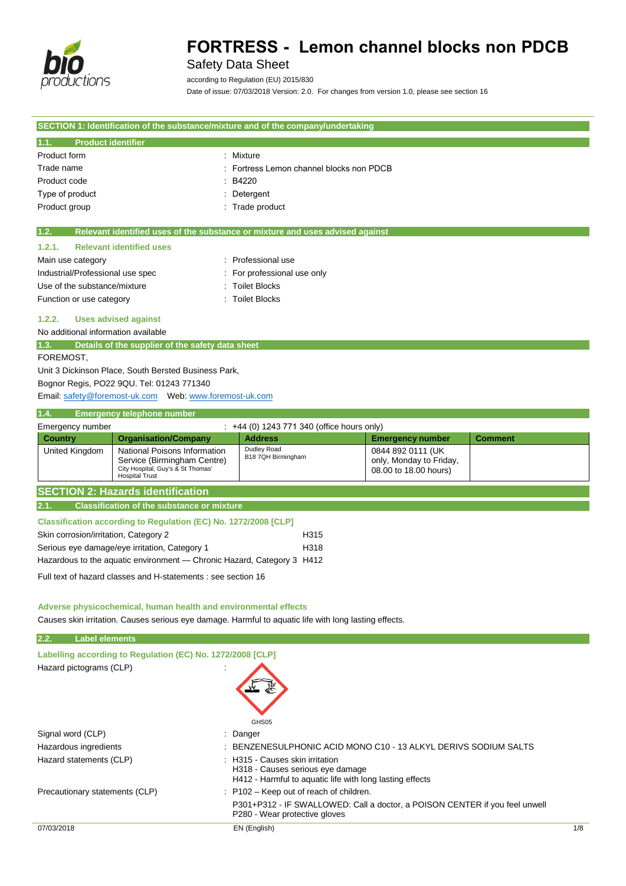# FORTRESS - Lemon channel blocks non PDCB

Safety Data Sheet

according to Regulation (EU) 2015/830

Date of issue: 07/03/2018 Version: 2.0. For changes from version 1.0, please see section 16

## SECTION 1: Identification of the substance/mixture and of the company/undertaking

### 1.1. Product identifier

Product form : Mixture

Trade name : Fortress Lemon channel blocks non PDCB

Product code : B4220

Type of product : Detergent

Product group : Trade product

### 1.2. Relevant identified uses of the substance or mixture and uses advised against

#### 1.2.1. Relevant identified uses

Main use category : Professional use

Industrial/Professional use spec : For professional use only

Use of the substance/mixture : Toilet Blocks

Function or use category : Toilet Blocks

#### 1.2.2. Uses advised against

No additional information available

### 1.3. Details of the supplier of the safety data sheet

FOREMOST,

Unit 3 Dickinson Place, South Bersted Business Park,

Bognor Regis, PO22 9QU. Tel: 01243 771340

Email: safety@foremost-uk.com Web: www.foremost-uk.com

### 1.4. Emergency telephone number

Emergency number : +44 (0) 1243 771 340 (office hours only)

| Country | Organisation/Company | Address | Emergency number | Comment |
|---|---|---|---|---|
| United Kingdom | National Poisons Information Service (Birmingham Centre) City Hospital, Guy's & St Thomas' Hospital Trust | Dudley Road B18 7QH Birmingham | 0844 892 0111 (UK only, Monday to Friday, 08.00 to 18.00 hours) | |

## SECTION 2: Hazards identification

### 2.1. Classification of the substance or mixture

**Classification according to Regulation (EC) No. 1272/2008 [CLP]**

| | |
|---|---|
| Skin corrosion/irritation, Category 2 | H315 |
| Serious eye damage/eye irritation, Category 1 | H318 |
| Hazardous to the aquatic environment — Chronic Hazard, Category 3 | H412 |

Full text of hazard classes and H-statements : see section 16

**Adverse physicochemical, human health and environmental effects**

Causes skin irritation. Causes serious eye damage. Harmful to aquatic life with long lasting effects.

### 2.2. Label elements

**Labelling according to Regulation (EC) No. 1272/2008 [CLP]**

Hazard pictograms (CLP) :

GHS05

Signal word (CLP) : Danger

Hazardous ingredients : BENZENESULPHONIC ACID MONO C10 - 13 ALKYL DERIVS SODIUM SALTS

Hazard statements (CLP) : H315 - Causes skin irritation
H318 - Causes serious eye damage
H412 - Harmful to aquatic life with long lasting effects

Precautionary statements (CLP) : P102 – Keep out of reach of children.
P301+P312 - IF SWALLOWED: Call a doctor, a POISON CENTER if you feel unwell
P280 - Wear protective gloves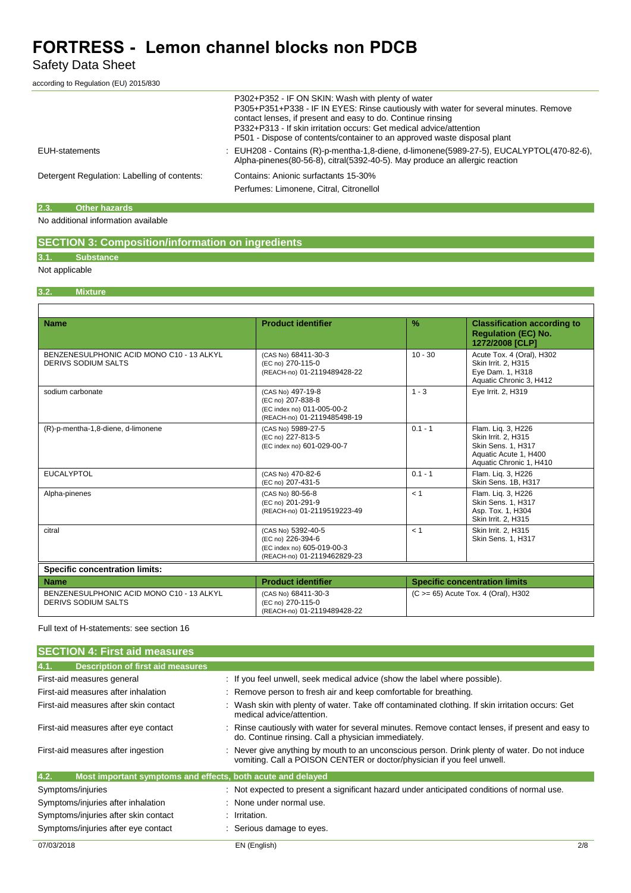| | |
|---|---|
| | P302+P352 - IF ON SKIN: Wash with plenty of water<br>P305+P351+P338 - IF IN EYES: Rinse cautiously with water for several minutes. Remove contact lenses, if present and easy to do. Continue rinsing<br>P332+P313 - If skin irritation occurs: Get medical advice/attention<br>P501 - Dispose of contents/container to an approved waste disposal plant |
| EUH-statements | : EUH208 - Contains (R)-p-mentha-1,8-diene, d-limonene(5989-27-5), EUCALYPTOL(470-82-6), Alpha-pinenes(80-56-8), citral(5392-40-5). May produce an allergic reaction |
| Detergent Regulation: Labelling of contents: | Contains: Anionic surfactants 15-30%<br>Perfumes: Limonene, Citral, Citronellol |

### 2.3. Other hazards

No additional information available

## SECTION 3: Composition/information on ingredients

### 3.1. Substance

Not applicable

### 3.2. Mixture

| Name | Product identifier | % | Classification according to Regulation (EC) No. 1272/2008 [CLP] |
|---|---|---|---|
| BENZENESULPHONIC ACID MONO C10 - 13 ALKYL DERIVS SODIUM SALTS | (CAS No) 68411-30-3<br>(EC no) 270-115-0<br>(REACH-no) 01-2119489428-22 | 10 - 30 | Acute Tox. 4 (Oral), H302<br>Skin Irrit. 2, H315<br>Eye Dam. 1, H318<br>Aquatic Chronic 3, H412 |
| sodium carbonate | (CAS No) 497-19-8<br>(EC no) 207-838-8<br>(EC index no) 011-005-00-2<br>(REACH-no) 01-2119485498-19 | 1 - 3 | Eye Irrit. 2, H319 |
| (R)-p-mentha-1,8-diene, d-limonene | (CAS No) 5989-27-5<br>(EC no) 227-813-5<br>(EC index no) 601-029-00-7 | 0.1 - 1 | Flam. Liq. 3, H226<br>Skin Irrit. 2, H315<br>Skin Sens. 1, H317<br>Aquatic Acute 1, H400<br>Aquatic Chronic 1, H410 |
| EUCALYPTOL | (CAS No) 470-82-6<br>(EC no) 207-431-5 | 0.1 - 1 | Flam. Liq. 3, H226<br>Skin Sens. 1B, H317 |
| Alpha-pinenes | (CAS No) 80-56-8<br>(EC no) 201-291-9<br>(REACH-no) 01-2119519223-49 | < 1 | Flam. Liq. 3, H226<br>Skin Sens. 1, H317<br>Asp. Tox. 1, H304<br>Skin Irrit. 2, H315 |
| citral | (CAS No) 5392-40-5<br>(EC no) 226-394-6<br>(EC index no) 605-019-00-3<br>(REACH-no) 01-2119462829-23 | < 1 | Skin Irrit. 2, H315<br>Skin Sens. 1, H317 |

**Specific concentration limits:**

| Name | Product identifier | Specific concentration limits |
|---|---|---|
| BENZENESULPHONIC ACID MONO C10 - 13 ALKYL DERIVS SODIUM SALTS | (CAS No) 68411-30-3<br>(EC no) 270-115-0<br>(REACH-no) 01-2119489428-22 | (C >= 65) Acute Tox. 4 (Oral), H302 |

Full text of H-statements: see section 16

## SECTION 4: First aid measures

### 4.1. Description of first aid measures

| | |
|---|---|
| First-aid measures general | : If you feel unwell, seek medical advice (show the label where possible). |
| First-aid measures after inhalation | : Remove person to fresh air and keep comfortable for breathing. |
| First-aid measures after skin contact | : Wash skin with plenty of water. Take off contaminated clothing. If skin irritation occurs: Get medical advice/attention. |
| First-aid measures after eye contact | : Rinse cautiously with water for several minutes. Remove contact lenses, if present and easy to do. Continue rinsing. Call a physician immediately. |
| First-aid measures after ingestion | : Never give anything by mouth to an unconscious person. Drink plenty of water. Do not induce vomiting. Call a POISON CENTER or doctor/physician if you feel unwell. |

### 4.2. Most important symptoms and effects, both acute and delayed

| | |
|---|---|
| Symptoms/injuries | : Not expected to present a significant hazard under anticipated conditions of normal use. |
| Symptoms/injuries after inhalation | : None under normal use. |
| Symptoms/injuries after skin contact | : Irritation. |
| Symptoms/injuries after eye contact | : Serious damage to eyes. |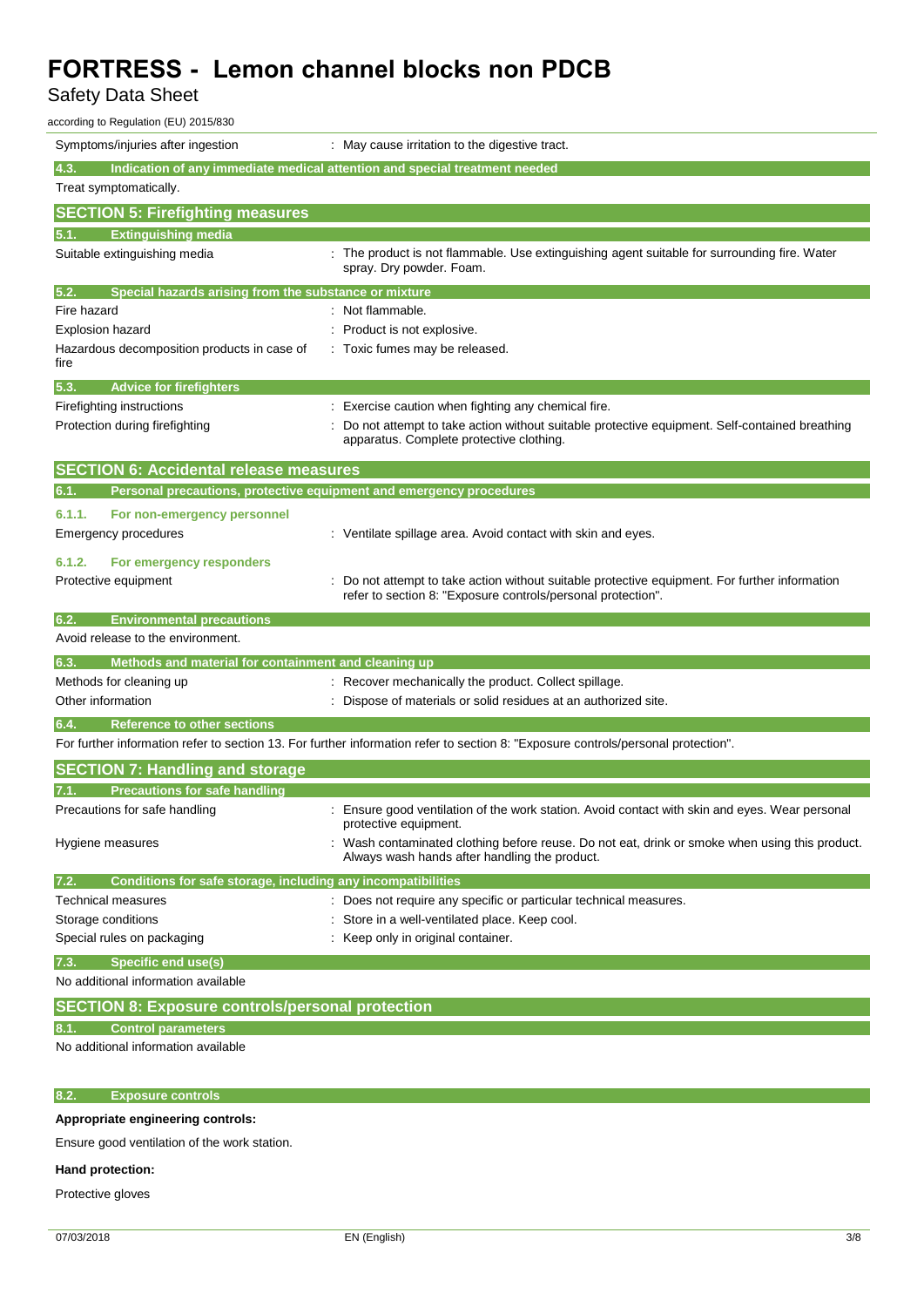| | |
|---|---|
| Symptoms/injuries after ingestion | : May cause irritation to the digestive tract. |

#### 4.3. Indication of any immediate medical attention and special treatment needed

Treat symptomatically.

## SECTION 5: Firefighting measures

### 5.1. Extinguishing media

| | |
|---|---|
| Suitable extinguishing media | : The product is not flammable. Use extinguishing agent suitable for surrounding fire. Water spray. Dry powder. Foam. |

### 5.2. Special hazards arising from the substance or mixture

| | |
|---|---|
| Fire hazard | : Not flammable. |
| Explosion hazard | : Product is not explosive. |
| Hazardous decomposition products in case of fire | : Toxic fumes may be released. |

### 5.3. Advice for firefighters

| | |
|---|---|
| Firefighting instructions | : Exercise caution when fighting any chemical fire. |
| Protection during firefighting | : Do not attempt to take action without suitable protective equipment. Self-contained breathing apparatus. Complete protective clothing. |

## SECTION 6: Accidental release measures

### 6.1. Personal precautions, protective equipment and emergency procedures

#### 6.1.1. For non-emergency personnel

| | |
|---|---|
| Emergency procedures | : Ventilate spillage area. Avoid contact with skin and eyes. |

#### 6.1.2. For emergency responders

| | |
|---|---|
| Protective equipment | : Do not attempt to take action without suitable protective equipment. For further information refer to section 8: "Exposure controls/personal protection". |

### 6.2. Environmental precautions

Avoid release to the environment.

### 6.3. Methods and material for containment and cleaning up

| | |
|---|---|
| Methods for cleaning up | : Recover mechanically the product. Collect spillage. |
| Other information | : Dispose of materials or solid residues at an authorized site. |

### 6.4. Reference to other sections

For further information refer to section 13. For further information refer to section 8: "Exposure controls/personal protection".

## SECTION 7: Handling and storage

### 7.1. Precautions for safe handling

| | |
|---|---|
| Precautions for safe handling | : Ensure good ventilation of the work station. Avoid contact with skin and eyes. Wear personal protective equipment. |
| Hygiene measures | : Wash contaminated clothing before reuse. Do not eat, drink or smoke when using this product. Always wash hands after handling the product. |

### 7.2. Conditions for safe storage, including any incompatibilities

| | |
|---|---|
| Technical measures | : Does not require any specific or particular technical measures. |
| Storage conditions | : Store in a well-ventilated place. Keep cool. |
| Special rules on packaging | : Keep only in original container. |

### 7.3. Specific end use(s)

No additional information available

## SECTION 8: Exposure controls/personal protection

### 8.1. Control parameters

No additional information available

### 8.2. Exposure controls

**Appropriate engineering controls:**

Ensure good ventilation of the work station.

**Hand protection:**

Protective gloves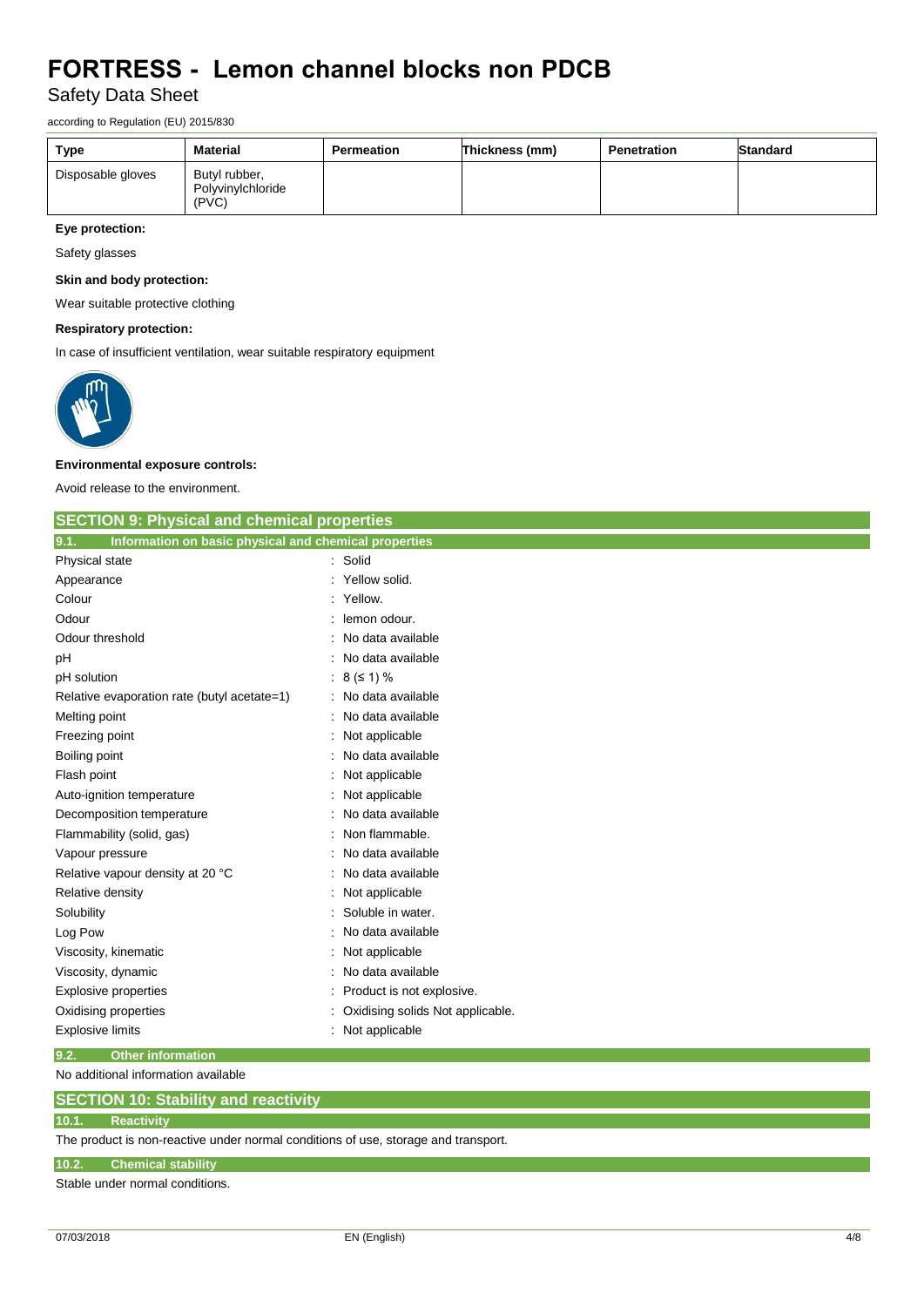| Type | Material | Permeation | Thickness (mm) | Penetration | Standard |
|---|---|---|---|---|---|
| Disposable gloves | Butyl rubber, Polyvinylchloride (PVC) | | | | |

**Eye protection:**

Safety glasses

**Skin and body protection:**

Wear suitable protective clothing

**Respiratory protection:**

In case of insufficient ventilation, wear suitable respiratory equipment

**Environmental exposure controls:**

Avoid release to the environment.

## SECTION 9: Physical and chemical properties

### 9.1. Information on basic physical and chemical properties

| | |
|---|---|
| Physical state | : Solid |
| Appearance | : Yellow solid. |
| Colour | : Yellow. |
| Odour | : lemon odour. |
| Odour threshold | : No data available |
| pH | : No data available |
| pH solution | : 8 (≤ 1) % |
| Relative evaporation rate (butyl acetate=1) | : No data available |
| Melting point | : No data available |
| Freezing point | : Not applicable |
| Boiling point | : No data available |
| Flash point | : Not applicable |
| Auto-ignition temperature | : Not applicable |
| Decomposition temperature | : No data available |
| Flammability (solid, gas) | : Non flammable. |
| Vapour pressure | : No data available |
| Relative vapour density at 20 °C | : No data available |
| Relative density | : Not applicable |
| Solubility | : Soluble in water. |
| Log Pow | : No data available |
| Viscosity, kinematic | : Not applicable |
| Viscosity, dynamic | : No data available |
| Explosive properties | : Product is not explosive. |
| Oxidising properties | : Oxidising solids Not applicable. |
| Explosive limits | : Not applicable |

### 9.2. Other information

No additional information available

## SECTION 10: Stability and reactivity

### 10.1. Reactivity

The product is non-reactive under normal conditions of use, storage and transport.

### 10.2. Chemical stability

Stable under normal conditions.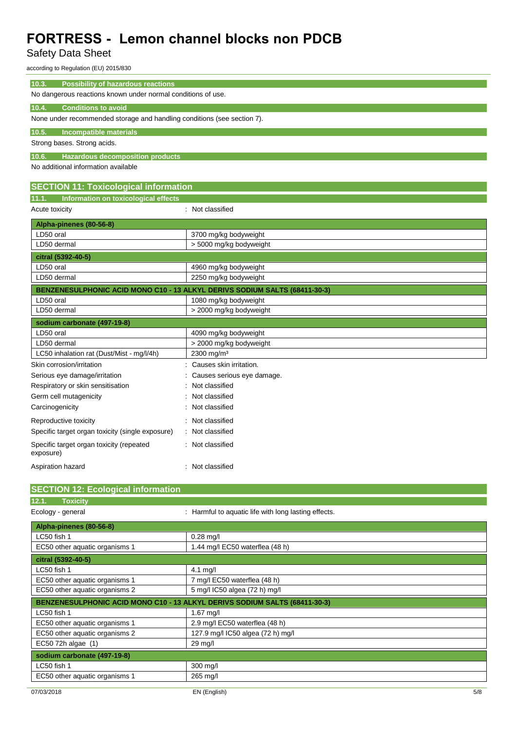### 10.3. Possibility of hazardous reactions

No dangerous reactions known under normal conditions of use.

### 10.4. Conditions to avoid

None under recommended storage and handling conditions (see section 7).

### 10.5. Incompatible materials

Strong bases. Strong acids.

### 10.6. Hazardous decomposition products

No additional information available

## SECTION 11: Toxicological information

### 11.1. Information on toxicological effects

Acute toxicity : Not classified

| Alpha-pinenes (80-56-8) | |
|---|---|
| LD50 oral | 3700 mg/kg bodyweight |
| LD50 dermal | > 5000 mg/kg bodyweight |
| **citral (5392-40-5)** | |
| LD50 oral | 4960 mg/kg bodyweight |
| LD50 dermal | 2250 mg/kg bodyweight |
| **BENZENESULPHONIC ACID MONO C10 - 13 ALKYL DERIVS SODIUM SALTS (68411-30-3)** | |
| LD50 oral | 1080 mg/kg bodyweight |
| LD50 dermal | > 2000 mg/kg bodyweight |
| **sodium carbonate (497-19-8)** | |
| LD50 oral | 4090 mg/kg bodyweight |
| LD50 dermal | > 2000 mg/kg bodyweight |
| LC50 inhalation rat (Dust/Mist - mg/l/4h) | 2300 mg/m³ |

Skin corrosion/irritation : Causes skin irritation.

Serious eye damage/irritation : Causes serious eye damage.

Respiratory or skin sensitisation : Not classified

Germ cell mutagenicity : Not classified

Carcinogenicity : Not classified

Reproductive toxicity : Not classified

Specific target organ toxicity (single exposure) : Not classified

Specific target organ toxicity (repeated exposure) : Not classified

Aspiration hazard : Not classified

## SECTION 12: Ecological information

### 12.1. Toxicity

Ecology - general : Harmful to aquatic life with long lasting effects.

| Alpha-pinenes (80-56-8) | |
|---|---|
| LC50 fish 1 | 0.28 mg/l |
| EC50 other aquatic organisms 1 | 1.44 mg/l EC50 waterflea (48 h) |
| **citral (5392-40-5)** | |
| LC50 fish 1 | 4.1 mg/l |
| EC50 other aquatic organisms 1 | 7 mg/l EC50 waterflea (48 h) |
| EC50 other aquatic organisms 2 | 5 mg/l IC50 algea (72 h) mg/l |
| **BENZENESULPHONIC ACID MONO C10 - 13 ALKYL DERIVS SODIUM SALTS (68411-30-3)** | |
| LC50 fish 1 | 1.67 mg/l |
| EC50 other aquatic organisms 1 | 2.9 mg/l EC50 waterflea (48 h) |
| EC50 other aquatic organisms 2 | 127.9 mg/l IC50 algea (72 h) mg/l |
| EC50 72h algae (1) | 29 mg/l |
| **sodium carbonate (497-19-8)** | |
| LC50 fish 1 | 300 mg/l |
| EC50 other aquatic organisms 1 | 265 mg/l |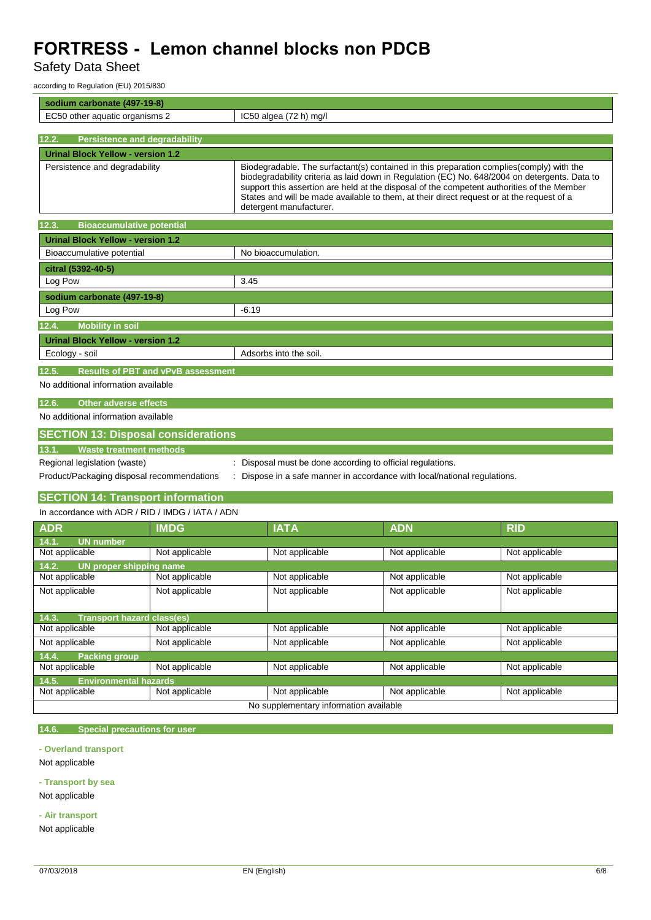| sodium carbonate (497-19-8) | |
|---|---|
| EC50 other aquatic organisms 2 | IC50 algea (72 h) mg/l |

### 12.2. Persistence and degradability

| Urinal Block Yellow - version 1.2 | |
|---|---|
| Persistence and degradability | Biodegradable. The surfactant(s) contained in this preparation complies(comply) with the biodegradability criteria as laid down in Regulation (EC) No. 648/2004 on detergents. Data to support this assertion are held at the disposal of the competent authorities of the Member States and will be made available to them, at their direct request or at the request of a detergent manufacturer. |

### 12.3. Bioaccumulative potential

| Urinal Block Yellow - version 1.2 | |
|---|---|
| Bioaccumulative potential | No bioaccumulation. |
| **citral (5392-40-5)** | |
| Log Pow | 3.45 |
| **sodium carbonate (497-19-8)** | |
| Log Pow | -6.19 |

### 12.4. Mobility in soil

| Urinal Block Yellow - version 1.2 | |
|---|---|
| Ecology - soil | Adsorbs into the soil. |

### 12.5. Results of PBT and vPvB assessment

No additional information available

### 12.6. Other adverse effects

No additional information available

## SECTION 13: Disposal considerations

### 13.1. Waste treatment methods

Regional legislation (waste) : Disposal must be done according to official regulations.

Product/Packaging disposal recommendations : Dispose in a safe manner in accordance with local/national regulations.

## SECTION 14: Transport information

In accordance with ADR / RID / IMDG / IATA / ADN

| ADR | IMDG | IATA | ADN | RID |
|---|---|---|---|---|
| **14.1. UN number** | | | | |
| Not applicable | Not applicable | Not applicable | Not applicable | Not applicable |
| **14.2. UN proper shipping name** | | | | |
| Not applicable | Not applicable | Not applicable | Not applicable | Not applicable |
| Not applicable | Not applicable | Not applicable | Not applicable | Not applicable |
| **14.3. Transport hazard class(es)** | | | | |
| Not applicable | Not applicable | Not applicable | Not applicable | Not applicable |
| Not applicable | Not applicable | Not applicable | Not applicable | Not applicable |
| **14.4. Packing group** | | | | |
| Not applicable | Not applicable | Not applicable | Not applicable | Not applicable |
| **14.5. Environmental hazards** | | | | |
| Not applicable | Not applicable | Not applicable | Not applicable | Not applicable |
| No supplementary information available | | | | |

### 14.6. Special precautions for user

**- Overland transport**

Not applicable

**- Transport by sea**

Not applicable

**- Air transport**

Not applicable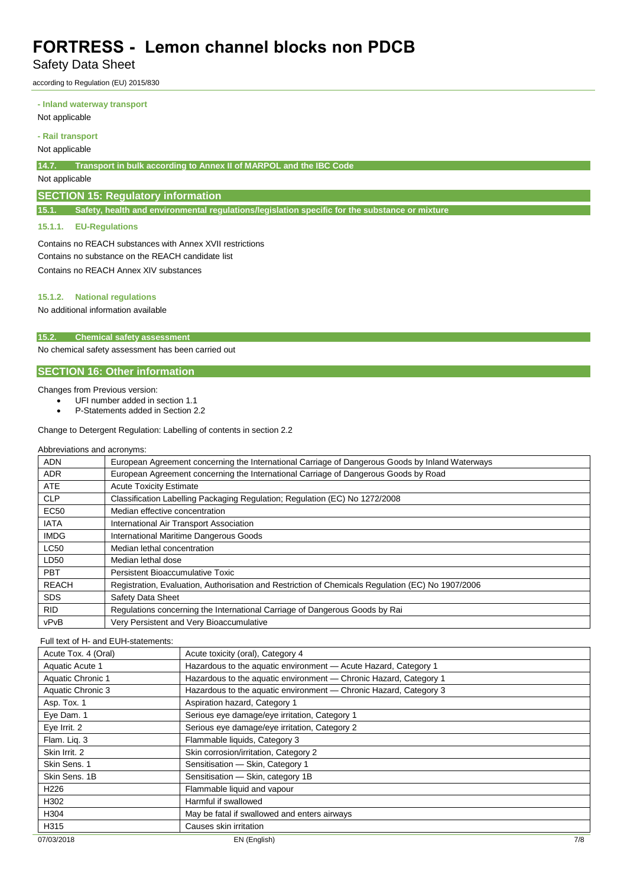**- Inland waterway transport**

Not applicable

**- Rail transport**

Not applicable

### 14.7. Transport in bulk according to Annex II of MARPOL and the IBC Code

Not applicable

## SECTION 15: Regulatory information

### 15.1. Safety, health and environmental regulations/legislation specific for the substance or mixture

#### 15.1.1. EU-Regulations

Contains no REACH substances with Annex XVII restrictions

Contains no substance on the REACH candidate list

Contains no REACH Annex XIV substances

#### 15.1.2. National regulations

No additional information available

### 15.2. Chemical safety assessment

No chemical safety assessment has been carried out

## SECTION 16: Other information

Changes from Previous version:

- UFI number added in section 1.1
- P-Statements added in Section 2.2

Change to Detergent Regulation: Labelling of contents in section 2.2

Abbreviations and acronyms:

| | |
|---|---|
| ADN | European Agreement concerning the International Carriage of Dangerous Goods by Inland Waterways |
| ADR | European Agreement concerning the International Carriage of Dangerous Goods by Road |
| ATE | Acute Toxicity Estimate |
| CLP | Classification Labelling Packaging Regulation; Regulation (EC) No 1272/2008 |
| EC50 | Median effective concentration |
| IATA | International Air Transport Association |
| IMDG | International Maritime Dangerous Goods |
| LC50 | Median lethal concentration |
| LD50 | Median lethal dose |
| PBT | Persistent Bioaccumulative Toxic |
| REACH | Registration, Evaluation, Authorisation and Restriction of Chemicals Regulation (EC) No 1907/2006 |
| SDS | Safety Data Sheet |
| RID | Regulations concerning the International Carriage of Dangerous Goods by Rai |
| vPvB | Very Persistent and Very Bioaccumulative |

Full text of H- and EUH-statements:

| | |
|---|---|
| Acute Tox. 4 (Oral) | Acute toxicity (oral), Category 4 |
| Aquatic Acute 1 | Hazardous to the aquatic environment — Acute Hazard, Category 1 |
| Aquatic Chronic 1 | Hazardous to the aquatic environment — Chronic Hazard, Category 1 |
| Aquatic Chronic 3 | Hazardous to the aquatic environment — Chronic Hazard, Category 3 |
| Asp. Tox. 1 | Aspiration hazard, Category 1 |
| Eye Dam. 1 | Serious eye damage/eye irritation, Category 1 |
| Eye Irrit. 2 | Serious eye damage/eye irritation, Category 2 |
| Flam. Liq. 3 | Flammable liquids, Category 3 |
| Skin Irrit. 2 | Skin corrosion/irritation, Category 2 |
| Skin Sens. 1 | Sensitisation — Skin, Category 1 |
| Skin Sens. 1B | Sensitisation — Skin, category 1B |
| H226 | Flammable liquid and vapour |
| H302 | Harmful if swallowed |
| H304 | May be fatal if swallowed and enters airways |
| H315 | Causes skin irritation |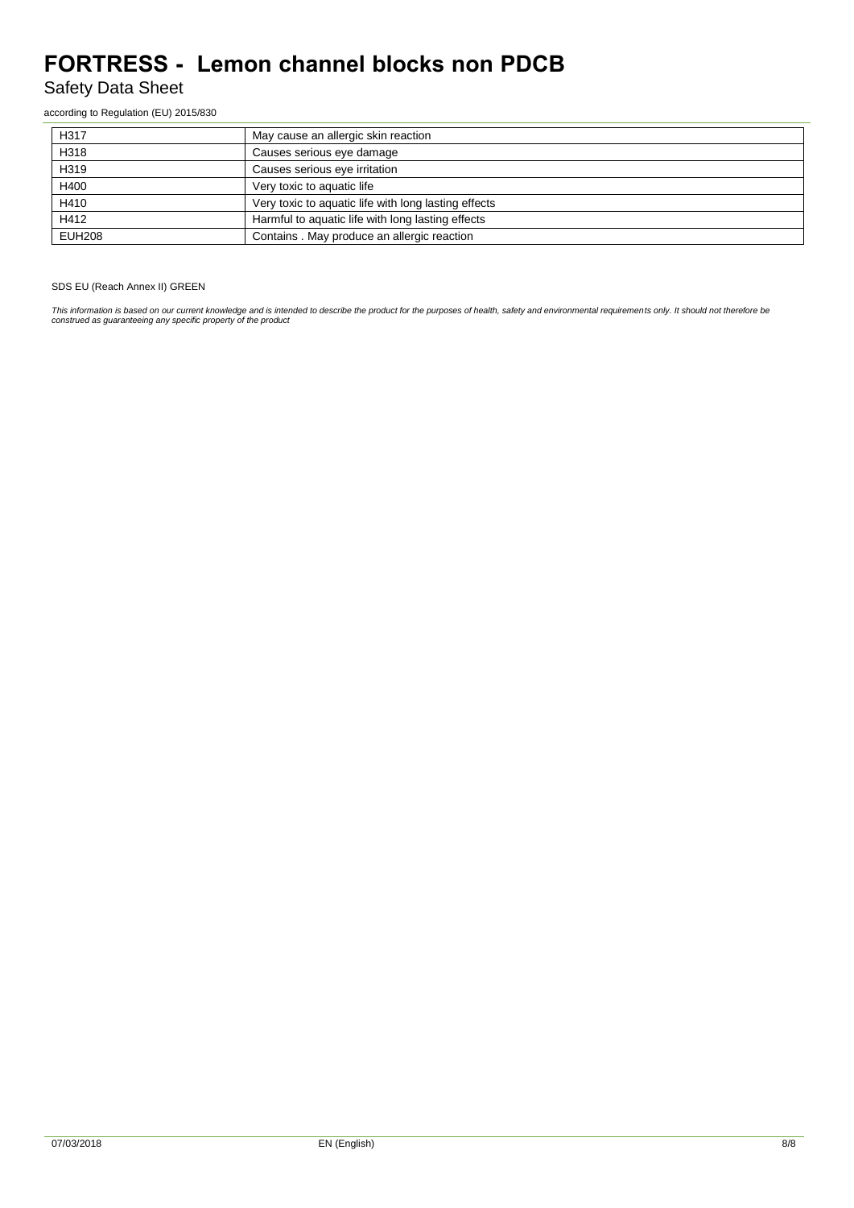| | |
|---|---|
| H317 | May cause an allergic skin reaction |
| H318 | Causes serious eye damage |
| H319 | Causes serious eye irritation |
| H400 | Very toxic to aquatic life |
| H410 | Very toxic to aquatic life with long lasting effects |
| H412 | Harmful to aquatic life with long lasting effects |
| EUH208 | Contains . May produce an allergic reaction |

SDS EU (Reach Annex II) GREEN

*This information is based on our current knowledge and is intended to describe the product for the purposes of health, safety and environmental requirements only. It should not therefore be construed as guaranteeing any specific property of the product*